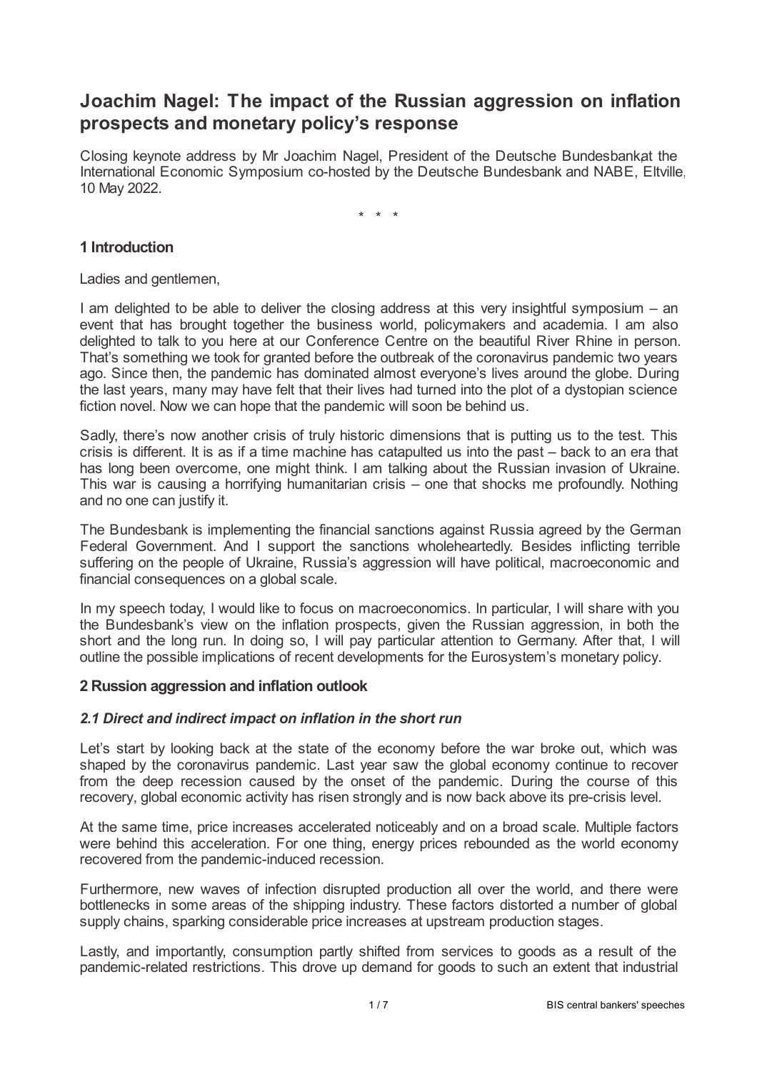# Joachim Nagel: The impact of the Russian aggression on inflation prospects and monetary policy's response

Closing keynote address by Mr Joachim Nagel, President of the Deutsche Bundesbank, at the International Economic Symposium co-hosted by the Deutsche Bundesbank and NABE, Eltville, 10 May 2022.

\* \* \*

## 1 Introduction

Ladies and gentlemen,

I am delighted to be able to deliver the closing address at this very insightful symposium – an event that has brought together the business world, policymakers and academia. I am also delighted to talk to you here at our Conference Centre on the beautiful River Rhine in person. That's something we took for granted before the outbreak of the coronavirus pandemic two years ago. Since then, the pandemic has dominated almost everyone's lives around the globe. During the last years, many may have felt that their lives had turned into the plot of a dystopian science fiction novel. Now we can hope that the pandemic will soon be behind us.

Sadly, there's now another crisis of truly historic dimensions that is putting us to the test. This crisis is different. It is as if a time machine has catapulted us into the past – back to an era that has long been overcome, one might think. I am talking about the Russian invasion of Ukraine. This war is causing a horrifying humanitarian crisis – one that shocks me profoundly. Nothing and no one can justify it.

The Bundesbank is implementing the financial sanctions against Russia agreed by the German Federal Government. And I support the sanctions wholeheartedly. Besides inflicting terrible suffering on the people of Ukraine, Russia's aggression will have political, macroeconomic and financial consequences on a global scale.

In my speech today, I would like to focus on macroeconomics. In particular, I will share with you the Bundesbank's view on the inflation prospects, given the Russian aggression, in both the short and the long run. In doing so, I will pay particular attention to Germany. After that, I will outline the possible implications of recent developments for the Eurosystem's monetary policy.

## 2 Russion aggression and inflation outlook

### *2.1 Direct and indirect impact on inflation in the short run*

Let's start by looking back at the state of the economy before the war broke out, which was shaped by the coronavirus pandemic. Last year saw the global economy continue to recover from the deep recession caused by the onset of the pandemic. During the course of this recovery, global economic activity has risen strongly and is now back above its pre-crisis level.

At the same time, price increases accelerated noticeably and on a broad scale. Multiple factors were behind this acceleration. For one thing, energy prices rebounded as the world economy recovered from the pandemic-induced recession.

Furthermore, new waves of infection disrupted production all over the world, and there were bottlenecks in some areas of the shipping industry. These factors distorted a number of global supply chains, sparking considerable price increases at upstream production stages.

Lastly, and importantly, consumption partly shifted from services to goods as a result of the pandemic-related restrictions. This drove up demand for goods to such an extent that industrial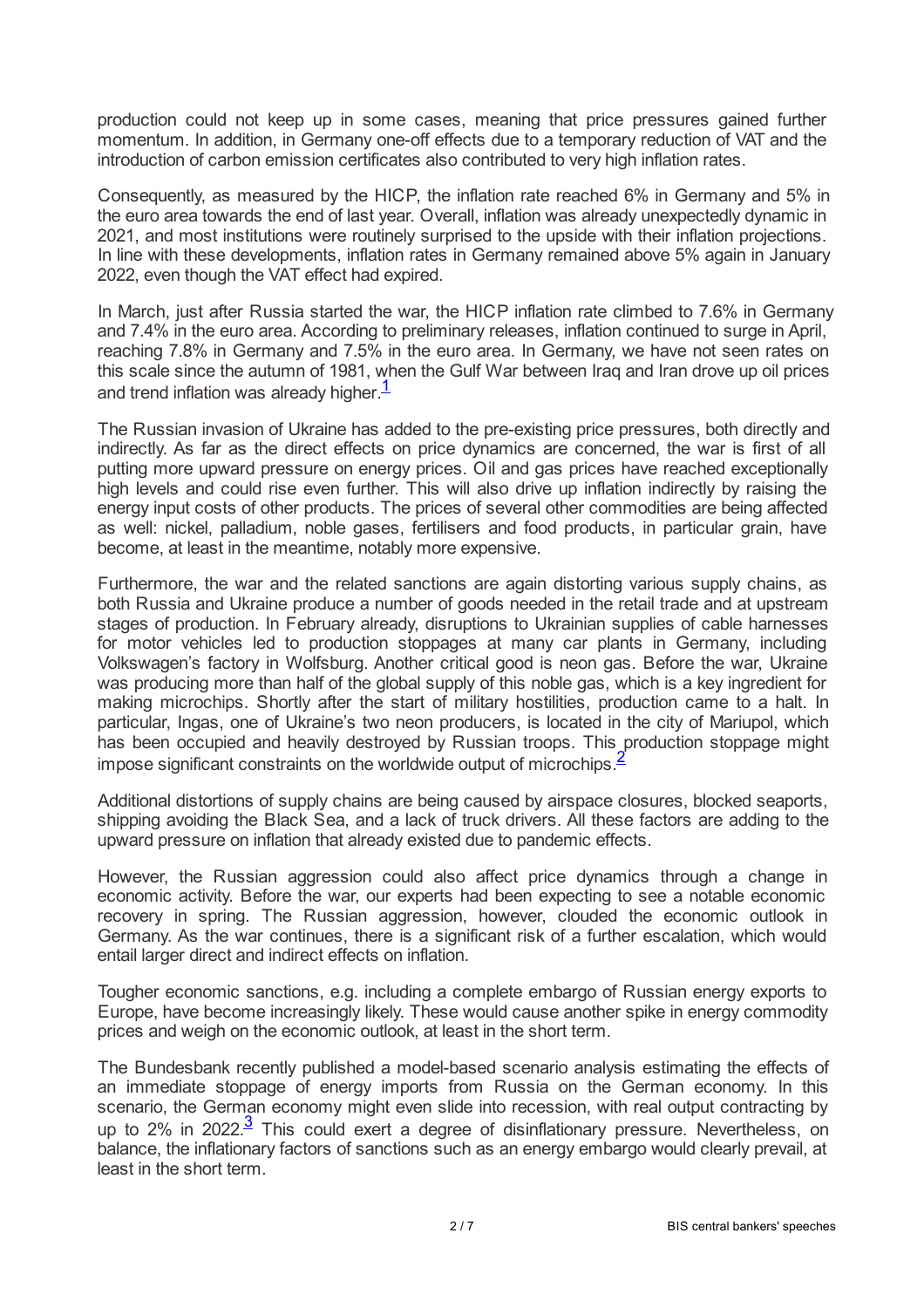production could not keep up in some cases, meaning that price pressures gained further momentum. In addition, in Germany one-off effects due to a temporary reduction of VAT and the introduction of carbon emission certificates also contributed to very high inflation rates.

Consequently, as measured by the HICP, the inflation rate reached 6% in Germany and 5% in the euro area towards the end of last year. Overall, inflation was already unexpectedly dynamic in 2021, and most institutions were routinely surprised to the upside with their inflation projections. In line with these developments, inflation rates in Germany remained above 5% again in January 2022, even though the VAT effect had expired.

In March, just after Russia started the war, the HICP inflation rate climbed to 7.6% in Germany and 7.4% in the euro area. According to preliminary releases, inflation continued to surge in April, reaching 7.8% in Germany and 7.5% in the euro area. In Germany, we have not seen rates on this scale since the autumn of 1981, when the Gulf War between Iraq and Iran drove up oil prices and trend inflation was already higher.[1]

The Russian invasion of Ukraine has added to the pre-existing price pressures, both directly and indirectly. As far as the direct effects on price dynamics are concerned, the war is first of all putting more upward pressure on energy prices. Oil and gas prices have reached exceptionally high levels and could rise even further. This will also drive up inflation indirectly by raising the energy input costs of other products. The prices of several other commodities are being affected as well: nickel, palladium, noble gases, fertilisers and food products, in particular grain, have become, at least in the meantime, notably more expensive.

Furthermore, the war and the related sanctions are again distorting various supply chains, as both Russia and Ukraine produce a number of goods needed in the retail trade and at upstream stages of production. In February already, disruptions to Ukrainian supplies of cable harnesses for motor vehicles led to production stoppages at many car plants in Germany, including Volkswagen's factory in Wolfsburg. Another critical good is neon gas. Before the war, Ukraine was producing more than half of the global supply of this noble gas, which is a key ingredient for making microchips. Shortly after the start of military hostilities, production came to a halt. In particular, Ingas, one of Ukraine's two neon producers, is located in the city of Mariupol, which has been occupied and heavily destroyed by Russian troops. This production stoppage might impose significant constraints on the worldwide output of microchips.[2]

Additional distortions of supply chains are being caused by airspace closures, blocked seaports, shipping avoiding the Black Sea, and a lack of truck drivers. All these factors are adding to the upward pressure on inflation that already existed due to pandemic effects.

However, the Russian aggression could also affect price dynamics through a change in economic activity. Before the war, our experts had been expecting to see a notable economic recovery in spring. The Russian aggression, however, clouded the economic outlook in Germany. As the war continues, there is a significant risk of a further escalation, which would entail larger direct and indirect effects on inflation.

Tougher economic sanctions, e.g. including a complete embargo of Russian energy exports to Europe, have become increasingly likely. These would cause another spike in energy commodity prices and weigh on the economic outlook, at least in the short term.

The Bundesbank recently published a model-based scenario analysis estimating the effects of an immediate stoppage of energy imports from Russia on the German economy. In this scenario, the German economy might even slide into recession, with real output contracting by up to 2% in 2022.[3] This could exert a degree of disinflationary pressure. Nevertheless, on balance, the inflationary factors of sanctions such as an energy embargo would clearly prevail, at least in the short term.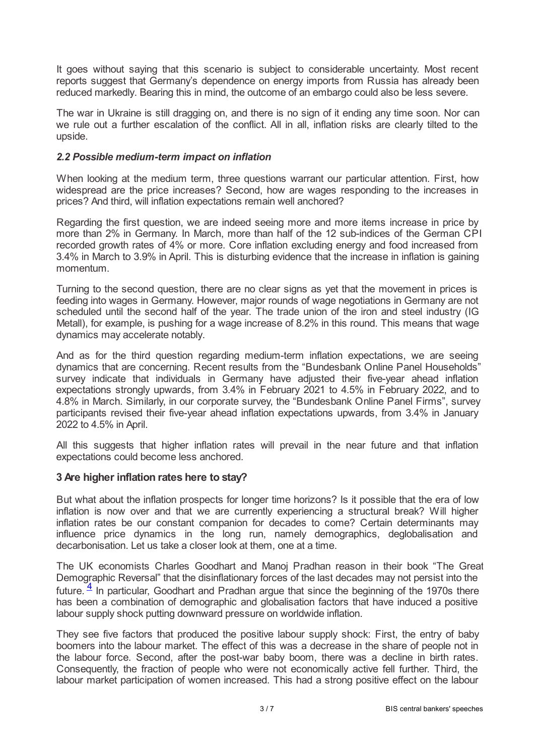It goes without saying that this scenario is subject to considerable uncertainty. Most recent reports suggest that Germany's dependence on energy imports from Russia has already been reduced markedly. Bearing this in mind, the outcome of an embargo could also be less severe.

The war in Ukraine is still dragging on, and there is no sign of it ending any time soon. Nor can we rule out a further escalation of the conflict. All in all, inflation risks are clearly tilted to the upside.

### *2.2 Possible medium-term impact on inflation*

When looking at the medium term, three questions warrant our particular attention. First, how widespread are the price increases? Second, how are wages responding to the increases in prices? And third, will inflation expectations remain well anchored?

Regarding the first question, we are indeed seeing more and more items increase in price by more than 2% in Germany. In March, more than half of the 12 sub-indices of the German CPI recorded growth rates of 4% or more. Core inflation excluding energy and food increased from 3.4% in March to 3.9% in April. This is disturbing evidence that the increase in inflation is gaining momentum.

Turning to the second question, there are no clear signs as yet that the movement in prices is feeding into wages in Germany. However, major rounds of wage negotiations in Germany are not scheduled until the second half of the year. The trade union of the iron and steel industry (IG Metall), for example, is pushing for a wage increase of 8.2% in this round. This means that wage dynamics may accelerate notably.

And as for the third question regarding medium-term inflation expectations, we are seeing dynamics that are concerning. Recent results from the "Bundesbank Online Panel Households" survey indicate that individuals in Germany have adjusted their five-year ahead inflation expectations strongly upwards, from 3.4% in February 2021 to 4.5% in February 2022, and to 4.8% in March. Similarly, in our corporate survey, the "Bundesbank Online Panel Firms", survey participants revised their five-year ahead inflation expectations upwards, from 3.4% in January 2022 to 4.5% in April.

All this suggests that higher inflation rates will prevail in the near future and that inflation expectations could become less anchored.

## 3 Are higher inflation rates here to stay?

But what about the inflation prospects for longer time horizons? Is it possible that the era of low inflation is now over and that we are currently experiencing a structural break? Will higher inflation rates be our constant companion for decades to come? Certain determinants may influence price dynamics in the long run, namely demographics, deglobalisation and decarbonisation. Let us take a closer look at them, one at a time.

The UK economists Charles Goodhart and Manoj Pradhan reason in their book "The Great Demographic Reversal" that the disinflationary forces of the last decades may not persist into the future.[4] In particular, Goodhart and Pradhan argue that since the beginning of the 1970s there has been a combination of demographic and globalisation factors that have induced a positive labour supply shock putting downward pressure on worldwide inflation.

They see five factors that produced the positive labour supply shock: First, the entry of baby boomers into the labour market. The effect of this was a decrease in the share of people not in the labour force. Second, after the post-war baby boom, there was a decline in birth rates. Consequently, the fraction of people who were not economically active fell further. Third, the labour market participation of women increased. This had a strong positive effect on the labour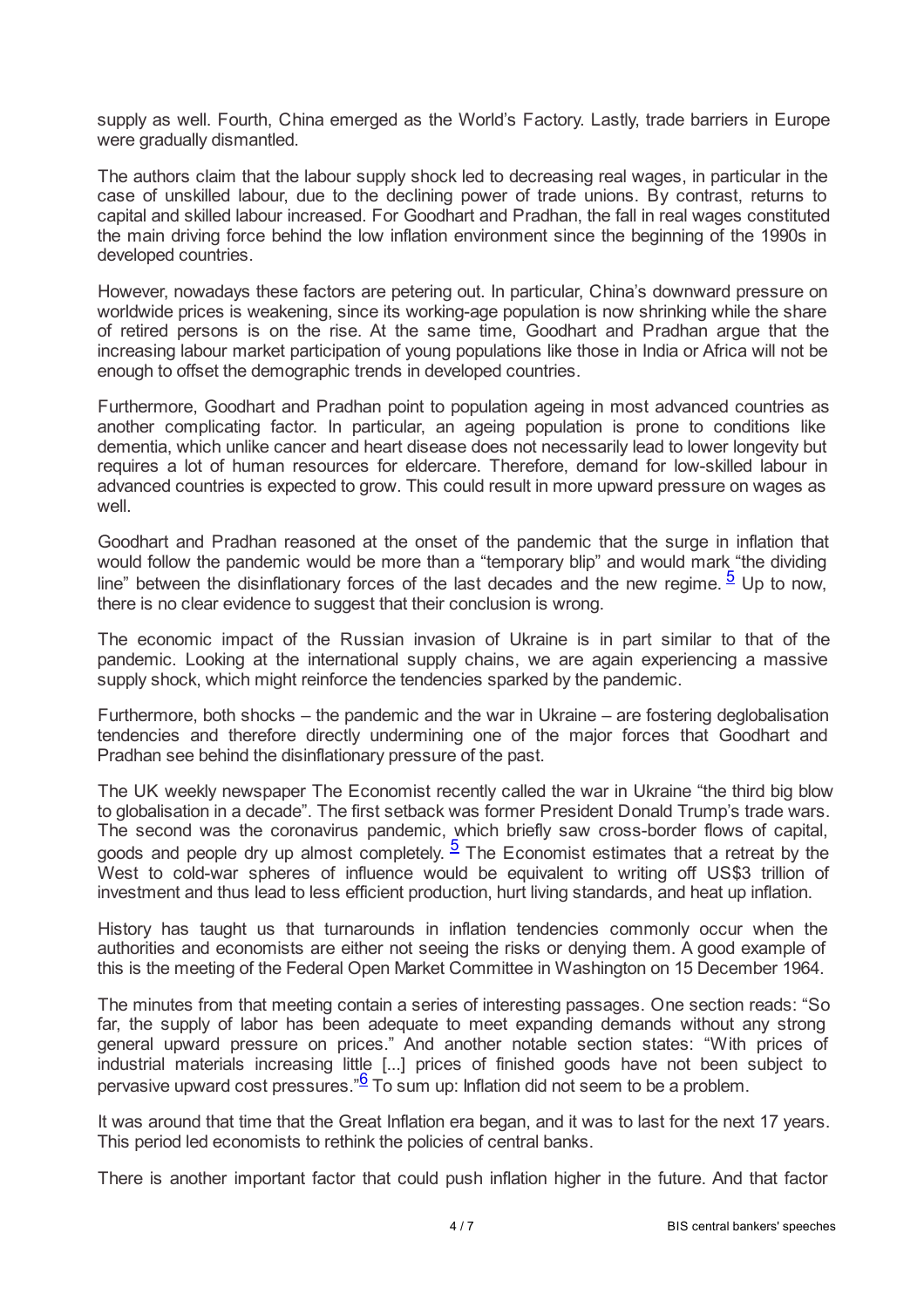supply as well. Fourth, China emerged as the World's Factory. Lastly, trade barriers in Europe were gradually dismantled.

The authors claim that the labour supply shock led to decreasing real wages, in particular in the case of unskilled labour, due to the declining power of trade unions. By contrast, returns to capital and skilled labour increased. For Goodhart and Pradhan, the fall in real wages constituted the main driving force behind the low inflation environment since the beginning of the 1990s in developed countries.

However, nowadays these factors are petering out. In particular, China's downward pressure on worldwide prices is weakening, since its working-age population is now shrinking while the share of retired persons is on the rise. At the same time, Goodhart and Pradhan argue that the increasing labour market participation of young populations like those in India or Africa will not be enough to offset the demographic trends in developed countries.

Furthermore, Goodhart and Pradhan point to population ageing in most advanced countries as another complicating factor. In particular, an ageing population is prone to conditions like dementia, which unlike cancer and heart disease does not necessarily lead to lower longevity but requires a lot of human resources for eldercare. Therefore, demand for low-skilled labour in advanced countries is expected to grow. This could result in more upward pressure on wages as well.

Goodhart and Pradhan reasoned at the onset of the pandemic that the surge in inflation that would follow the pandemic would be more than a "temporary blip" and would mark "the dividing line" between the disinflationary forces of the last decades and the new regime. [5] Up to now, there is no clear evidence to suggest that their conclusion is wrong.

The economic impact of the Russian invasion of Ukraine is in part similar to that of the pandemic. Looking at the international supply chains, we are again experiencing a massive supply shock, which might reinforce the tendencies sparked by the pandemic.

Furthermore, both shocks – the pandemic and the war in Ukraine – are fostering deglobalisation tendencies and therefore directly undermining one of the major forces that Goodhart and Pradhan see behind the disinflationary pressure of the past.

The UK weekly newspaper The Economist recently called the war in Ukraine "the third big blow to globalisation in a decade". The first setback was former President Donald Trump's trade wars. The second was the coronavirus pandemic, which briefly saw cross-border flows of capital, goods and people dry up almost completely. [5] The Economist estimates that a retreat by the West to cold-war spheres of influence would be equivalent to writing off US$3 trillion of investment and thus lead to less efficient production, hurt living standards, and heat up inflation.

History has taught us that turnarounds in inflation tendencies commonly occur when the authorities and economists are either not seeing the risks or denying them. A good example of this is the meeting of the Federal Open Market Committee in Washington on 15 December 1964.

The minutes from that meeting contain a series of interesting passages. One section reads: "So far, the supply of labor has been adequate to meet expanding demands without any strong general upward pressure on prices." And another notable section states: "With prices of industrial materials increasing little [...] prices of finished goods have not been subject to pervasive upward cost pressures."[6] To sum up: Inflation did not seem to be a problem.

It was around that time that the Great Inflation era began, and it was to last for the next 17 years. This period led economists to rethink the policies of central banks.

There is another important factor that could push inflation higher in the future. And that factor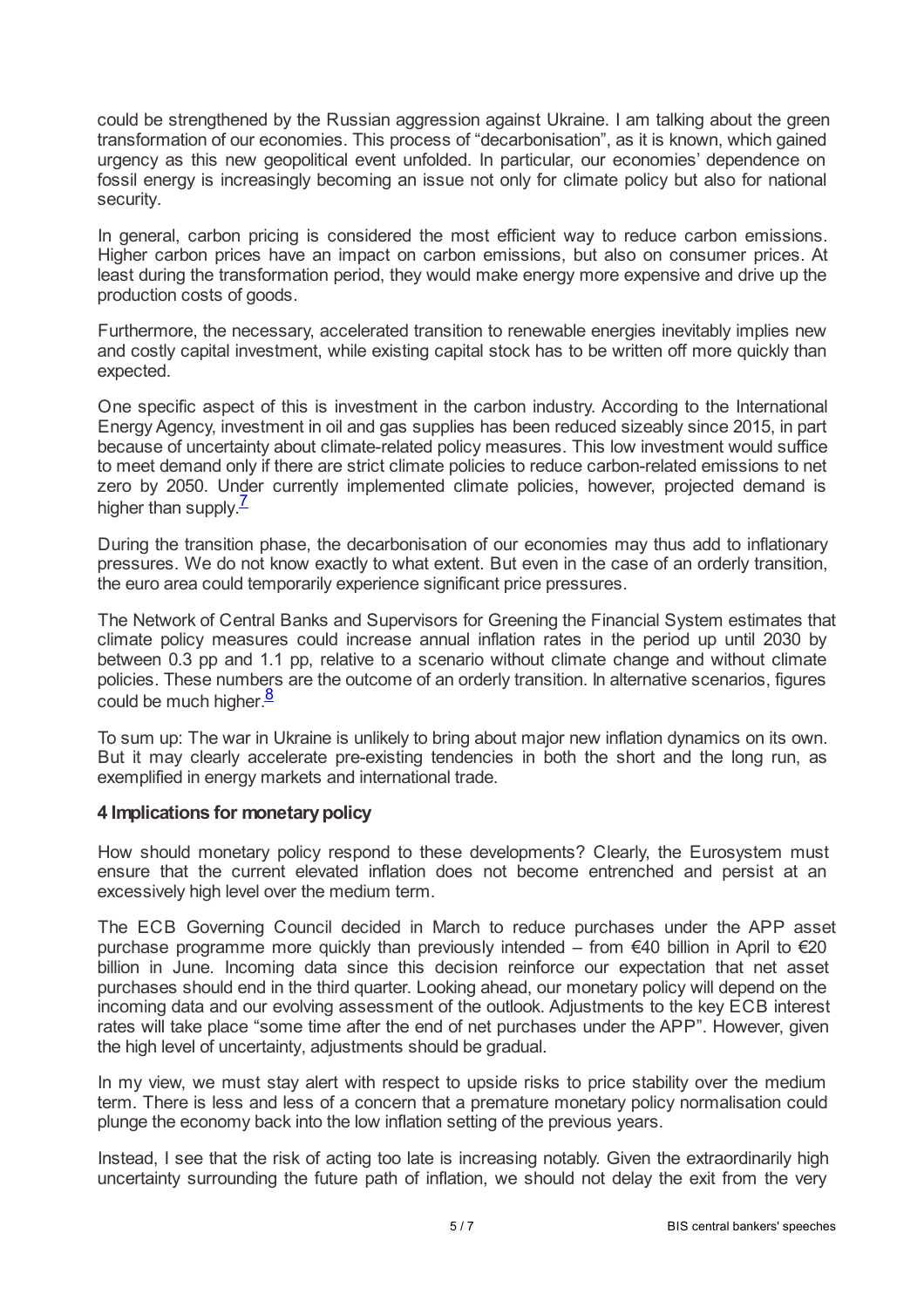could be strengthened by the Russian aggression against Ukraine. I am talking about the green transformation of our economies. This process of "decarbonisation", as it is known, which gained urgency as this new geopolitical event unfolded. In particular, our economies' dependence on fossil energy is increasingly becoming an issue not only for climate policy but also for national security.

In general, carbon pricing is considered the most efficient way to reduce carbon emissions. Higher carbon prices have an impact on carbon emissions, but also on consumer prices. At least during the transformation period, they would make energy more expensive and drive up the production costs of goods.

Furthermore, the necessary, accelerated transition to renewable energies inevitably implies new and costly capital investment, while existing capital stock has to be written off more quickly than expected.

One specific aspect of this is investment in the carbon industry. According to the International Energy Agency, investment in oil and gas supplies has been reduced sizeably since 2015, in part because of uncertainty about climate-related policy measures. This low investment would suffice to meet demand only if there are strict climate policies to reduce carbon-related emissions to net zero by 2050. Under currently implemented climate policies, however, projected demand is higher than supply.[7]

During the transition phase, the decarbonisation of our economies may thus add to inflationary pressures. We do not know exactly to what extent. But even in the case of an orderly transition, the euro area could temporarily experience significant price pressures.

The Network of Central Banks and Supervisors for Greening the Financial System estimates that climate policy measures could increase annual inflation rates in the period up until 2030 by between 0.3 pp and 1.1 pp, relative to a scenario without climate change and without climate policies. These numbers are the outcome of an orderly transition. In alternative scenarios, figures could be much higher.[8]

To sum up: The war in Ukraine is unlikely to bring about major new inflation dynamics on its own. But it may clearly accelerate pre-existing tendencies in both the short and the long run, as exemplified in energy markets and international trade.

## 4 Implications for monetary policy

How should monetary policy respond to these developments? Clearly, the Eurosystem must ensure that the current elevated inflation does not become entrenched and persist at an excessively high level over the medium term.

The ECB Governing Council decided in March to reduce purchases under the APP asset purchase programme more quickly than previously intended – from €40 billion in April to €20 billion in June. Incoming data since this decision reinforce our expectation that net asset purchases should end in the third quarter. Looking ahead, our monetary policy will depend on the incoming data and our evolving assessment of the outlook. Adjustments to the key ECB interest rates will take place "some time after the end of net purchases under the APP". However, given the high level of uncertainty, adjustments should be gradual.

In my view, we must stay alert with respect to upside risks to price stability over the medium term. There is less and less of a concern that a premature monetary policy normalisation could plunge the economy back into the low inflation setting of the previous years.

Instead, I see that the risk of acting too late is increasing notably. Given the extraordinarily high uncertainty surrounding the future path of inflation, we should not delay the exit from the very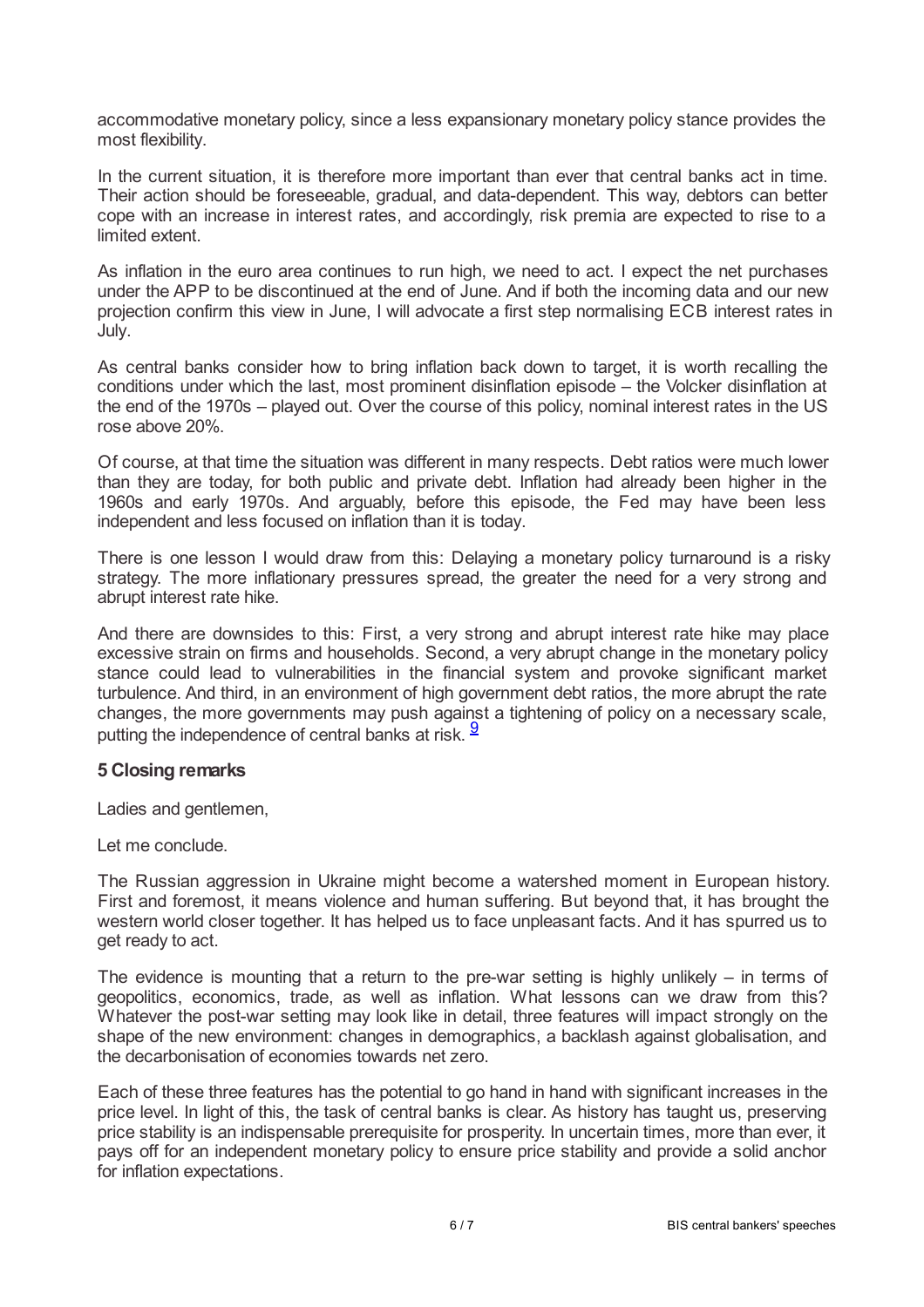accommodative monetary policy, since a less expansionary monetary policy stance provides the most flexibility.

In the current situation, it is therefore more important than ever that central banks act in time. Their action should be foreseeable, gradual, and data-dependent. This way, debtors can better cope with an increase in interest rates, and accordingly, risk premia are expected to rise to a limited extent.

As inflation in the euro area continues to run high, we need to act. I expect the net purchases under the APP to be discontinued at the end of June. And if both the incoming data and our new projection confirm this view in June, I will advocate a first step normalising ECB interest rates in July.

As central banks consider how to bring inflation back down to target, it is worth recalling the conditions under which the last, most prominent disinflation episode – the Volcker disinflation at the end of the 1970s – played out. Over the course of this policy, nominal interest rates in the US rose above 20%.

Of course, at that time the situation was different in many respects. Debt ratios were much lower than they are today, for both public and private debt. Inflation had already been higher in the 1960s and early 1970s. And arguably, before this episode, the Fed may have been less independent and less focused on inflation than it is today.

There is one lesson I would draw from this: Delaying a monetary policy turnaround is a risky strategy. The more inflationary pressures spread, the greater the need for a very strong and abrupt interest rate hike.

And there are downsides to this: First, a very strong and abrupt interest rate hike may place excessive strain on firms and households. Second, a very abrupt change in the monetary policy stance could lead to vulnerabilities in the financial system and provoke significant market turbulence. And third, in an environment of high government debt ratios, the more abrupt the rate changes, the more governments may push against a tightening of policy on a necessary scale, putting the independence of central banks at risk. [9]

### 5 Closing remarks

Ladies and gentlemen,

Let me conclude.

The Russian aggression in Ukraine might become a watershed moment in European history. First and foremost, it means violence and human suffering. But beyond that, it has brought the western world closer together. It has helped us to face unpleasant facts. And it has spurred us to get ready to act.

The evidence is mounting that a return to the pre-war setting is highly unlikely – in terms of geopolitics, economics, trade, as well as inflation. What lessons can we draw from this? Whatever the post-war setting may look like in detail, three features will impact strongly on the shape of the new environment: changes in demographics, a backlash against globalisation, and the decarbonisation of economies towards net zero.

Each of these three features has the potential to go hand in hand with significant increases in the price level. In light of this, the task of central banks is clear. As history has taught us, preserving price stability is an indispensable prerequisite for prosperity. In uncertain times, more than ever, it pays off for an independent monetary policy to ensure price stability and provide a solid anchor for inflation expectations.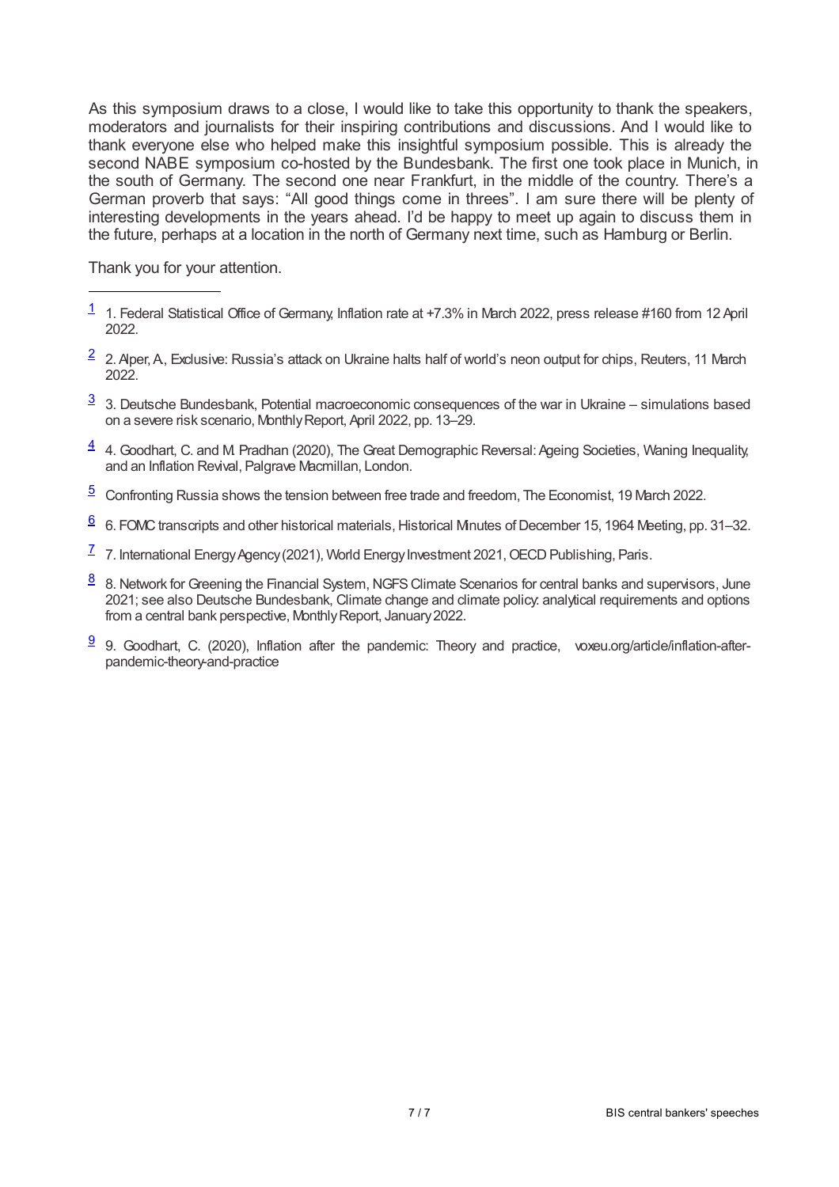As this symposium draws to a close, I would like to take this opportunity to thank the speakers, moderators and journalists for their inspiring contributions and discussions. And I would like to thank everyone else who helped make this insightful symposium possible. This is already the second NABE symposium co-hosted by the Bundesbank. The first one took place in Munich, in the south of Germany. The second one near Frankfurt, in the middle of the country. There's a German proverb that says: "All good things come in threes". I am sure there will be plenty of interesting developments in the years ahead. I'd be happy to meet up again to discuss them in the future, perhaps at a location in the north of Germany next time, such as Hamburg or Berlin.

Thank you for your attention.

---

[1] 1. Federal Statistical Office of Germany, Inflation rate at +7.3% in March 2022, press release #160 from 12 April 2022.

[2] 2. Alper, A., Exclusive: Russia's attack on Ukraine halts half of world's neon output for chips, Reuters, 11 March 2022.

[3] 3. Deutsche Bundesbank, Potential macroeconomic consequences of the war in Ukraine – simulations based on a severe risk scenario, Monthly Report, April 2022, pp. 13–29.

[4] 4. Goodhart, C. and M. Pradhan (2020), The Great Demographic Reversal: Ageing Societies, Waning Inequality, and an Inflation Revival, Palgrave Macmillan, London.

[5] Confronting Russia shows the tension between free trade and freedom, The Economist, 19 March 2022.

[6] 6. FOMC transcripts and other historical materials, Historical Minutes of December 15, 1964 Meeting, pp. 31–32.

[7] 7. International Energy Agency (2021), World Energy Investment 2021, OECD Publishing, Paris.

[8] 8. Network for Greening the Financial System, NGFS Climate Scenarios for central banks and supervisors, June 2021; see also Deutsche Bundesbank, Climate change and climate policy: analytical requirements and options from a central bank perspective, Monthly Report, January 2022.

[9] 9. Goodhart, C. (2020), Inflation after the pandemic: Theory and practice, voxeu.org/article/inflation-after-pandemic-theory-and-practice